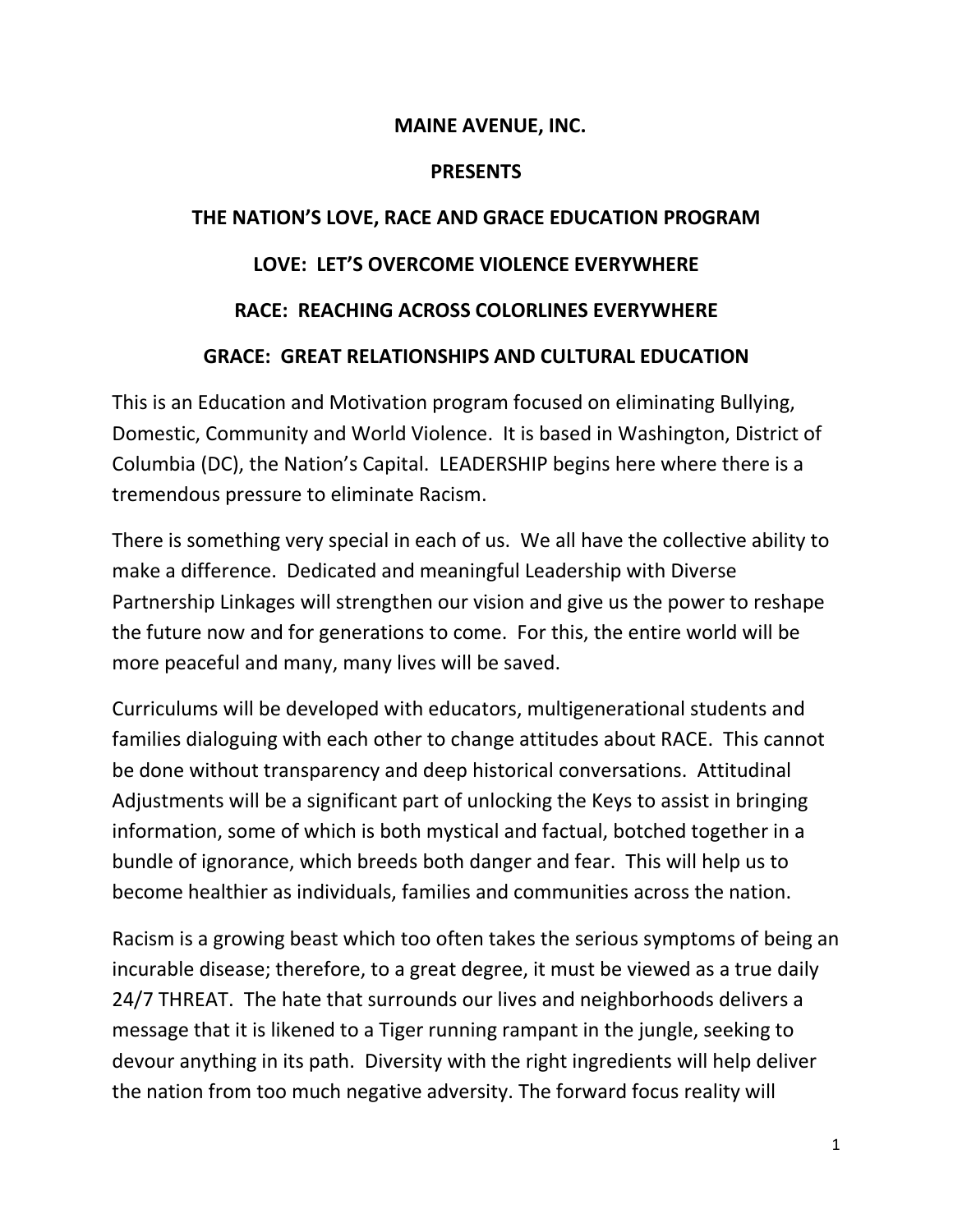**MAINE AVENUE, INC.**

**PRESENTS**

# THE NATION'S LOVE, RACE AND GRACE EDUCATION PROGRAM

**LOVE: LET'S OVERCOME VIOLENCE EVERYWHERE**

**RACE: REACHING ACROSS COLORLINES EVERYWHERE**

**GRACE: GREAT RELATIONSHIPS AND CULTURAL EDUCATION**

This is an Education and Motivation program focused on eliminating Bullying, Domestic, Community and World Violence. It is based in Washington, District of Columbia (DC), the Nation's Capital. LEADERSHIP begins here where there is a tremendous pressure to eliminate Racism.

There is something very special in each of us. We all have the collective ability to make a difference. Dedicated and meaningful Leadership with Diverse Partnership Linkages will strengthen our vision and give us the power to reshape the future now and for generations to come. For this, the entire world will be more peaceful and many, many lives will be saved.

Curriculums will be developed with educators, multigenerational students and families dialoguing with each other to change attitudes about RACE. This cannot be done without transparency and deep historical conversations. Attitudinal Adjustments will be a significant part of unlocking the Keys to assist in bringing information, some of which is both mystical and factual, botched together in a bundle of ignorance, which breeds both danger and fear. This will help us to become healthier as individuals, families and communities across the nation.

Racism is a growing beast which too often takes the serious symptoms of being an incurable disease; therefore, to a great degree, it must be viewed as a true daily 24/7 THREAT. The hate that surrounds our lives and neighborhoods delivers a message that it is likened to a Tiger running rampant in the jungle, seeking to devour anything in its path. Diversity with the right ingredients will help deliver the nation from too much negative adversity. The forward focus reality will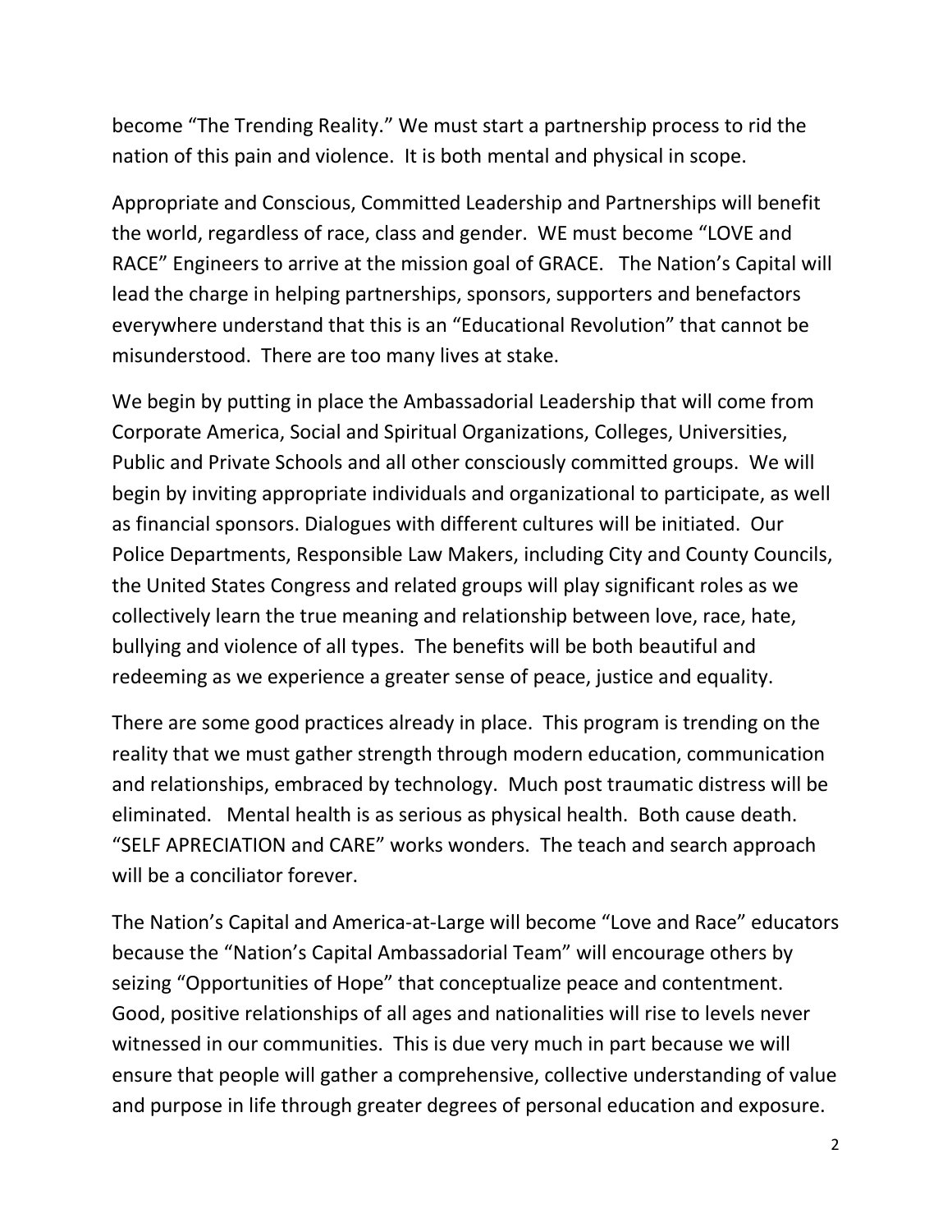become "The Trending Reality." We must start a partnership process to rid the nation of this pain and violence. It is both mental and physical in scope.

Appropriate and Conscious, Committed Leadership and Partnerships will benefit the world, regardless of race, class and gender. WE must become "LOVE and RACE" Engineers to arrive at the mission goal of GRACE. The Nation's Capital will lead the charge in helping partnerships, sponsors, supporters and benefactors everywhere understand that this is an "Educational Revolution" that cannot be misunderstood. There are too many lives at stake.

We begin by putting in place the Ambassadorial Leadership that will come from Corporate America, Social and Spiritual Organizations, Colleges, Universities, Public and Private Schools and all other consciously committed groups. We will begin by inviting appropriate individuals and organizational to participate, as well as financial sponsors. Dialogues with different cultures will be initiated. Our Police Departments, Responsible Law Makers, including City and County Councils, the United States Congress and related groups will play significant roles as we collectively learn the true meaning and relationship between love, race, hate, bullying and violence of all types. The benefits will be both beautiful and redeeming as we experience a greater sense of peace, justice and equality.

There are some good practices already in place. This program is trending on the reality that we must gather strength through modern education, communication and relationships, embraced by technology. Much post traumatic distress will be eliminated. Mental health is as serious as physical health. Both cause death. "SELF APRECIATION and CARE" works wonders. The teach and search approach will be a conciliator forever.

The Nation's Capital and America-at-Large will become "Love and Race" educators because the "Nation's Capital Ambassadorial Team" will encourage others by seizing "Opportunities of Hope" that conceptualize peace and contentment. Good, positive relationships of all ages and nationalities will rise to levels never witnessed in our communities. This is due very much in part because we will ensure that people will gather a comprehensive, collective understanding of value and purpose in life through greater degrees of personal education and exposure.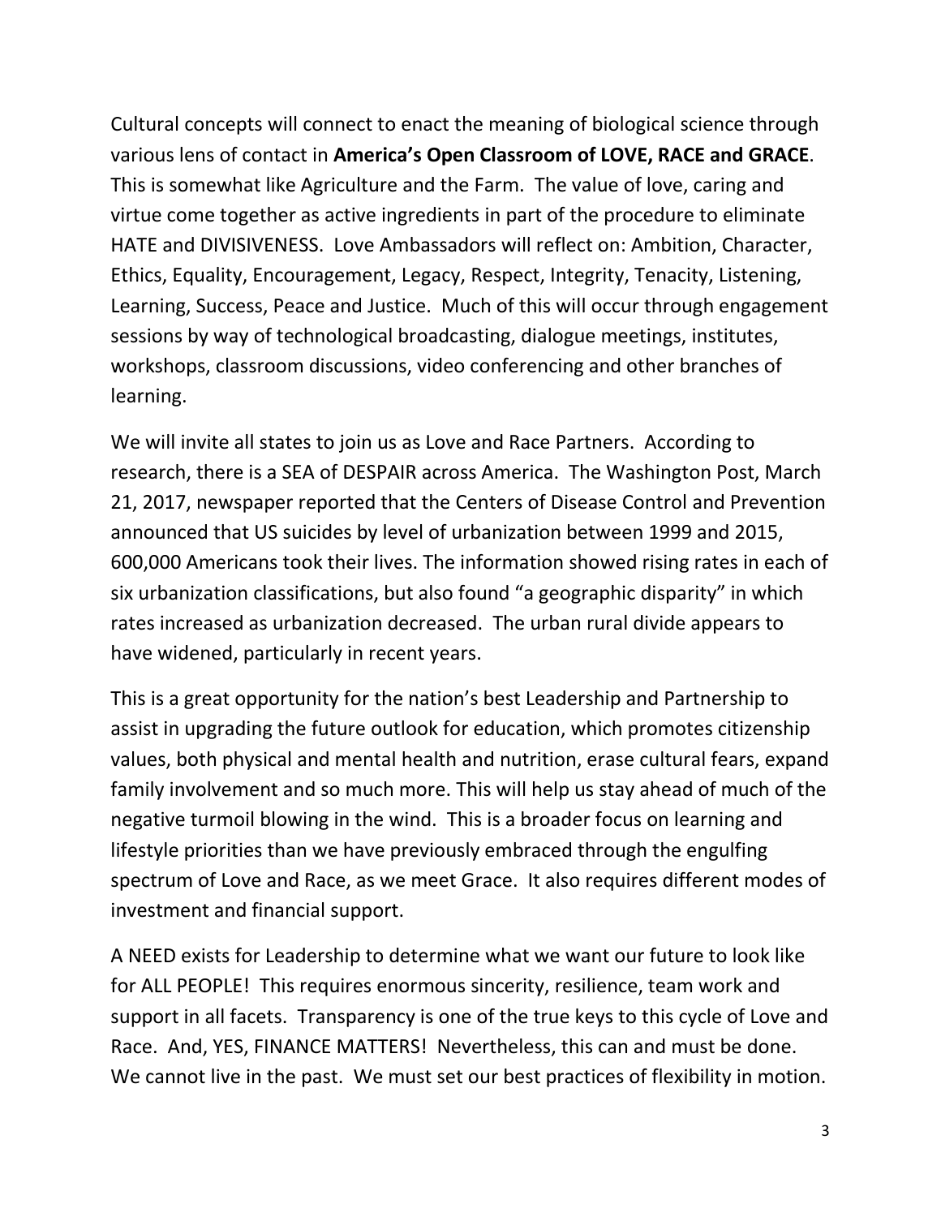Cultural concepts will connect to enact the meaning of biological science through various lens of contact in **America's Open Classroom of LOVE, RACE and GRACE**. This is somewhat like Agriculture and the Farm. The value of love, caring and virtue come together as active ingredients in part of the procedure to eliminate HATE and DIVISIVENESS. Love Ambassadors will reflect on: Ambition, Character, Ethics, Equality, Encouragement, Legacy, Respect, Integrity, Tenacity, Listening, Learning, Success, Peace and Justice. Much of this will occur through engagement sessions by way of technological broadcasting, dialogue meetings, institutes, workshops, classroom discussions, video conferencing and other branches of learning.

We will invite all states to join us as Love and Race Partners. According to research, there is a SEA of DESPAIR across America. The Washington Post, March 21, 2017, newspaper reported that the Centers of Disease Control and Prevention announced that US suicides by level of urbanization between 1999 and 2015, 600,000 Americans took their lives. The information showed rising rates in each of six urbanization classifications, but also found "a geographic disparity" in which rates increased as urbanization decreased. The urban rural divide appears to have widened, particularly in recent years.

This is a great opportunity for the nation's best Leadership and Partnership to assist in upgrading the future outlook for education, which promotes citizenship values, both physical and mental health and nutrition, erase cultural fears, expand family involvement and so much more. This will help us stay ahead of much of the negative turmoil blowing in the wind. This is a broader focus on learning and lifestyle priorities than we have previously embraced through the engulfing spectrum of Love and Race, as we meet Grace. It also requires different modes of investment and financial support.

A NEED exists for Leadership to determine what we want our future to look like for ALL PEOPLE! This requires enormous sincerity, resilience, team work and support in all facets. Transparency is one of the true keys to this cycle of Love and Race. And, YES, FINANCE MATTERS! Nevertheless, this can and must be done. We cannot live in the past. We must set our best practices of flexibility in motion.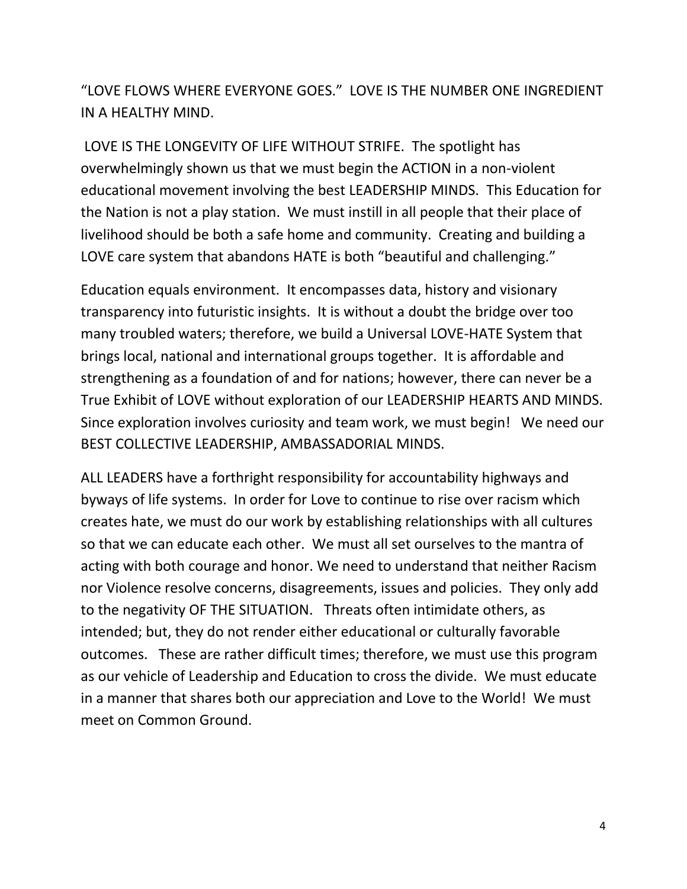"LOVE FLOWS WHERE EVERYONE GOES." LOVE IS THE NUMBER ONE INGREDIENT IN A HEALTHY MIND.

LOVE IS THE LONGEVITY OF LIFE WITHOUT STRIFE. The spotlight has overwhelmingly shown us that we must begin the ACTION in a non-violent educational movement involving the best LEADERSHIP MINDS. This Education for the Nation is not a play station. We must instill in all people that their place of livelihood should be both a safe home and community. Creating and building a LOVE care system that abandons HATE is both "beautiful and challenging."

Education equals environment. It encompasses data, history and visionary transparency into futuristic insights. It is without a doubt the bridge over too many troubled waters; therefore, we build a Universal LOVE-HATE System that brings local, national and international groups together. It is affordable and strengthening as a foundation of and for nations; however, there can never be a True Exhibit of LOVE without exploration of our LEADERSHIP HEARTS AND MINDS. Since exploration involves curiosity and team work, we must begin! We need our BEST COLLECTIVE LEADERSHIP, AMBASSADORIAL MINDS.

ALL LEADERS have a forthright responsibility for accountability highways and byways of life systems. In order for Love to continue to rise over racism which creates hate, we must do our work by establishing relationships with all cultures so that we can educate each other. We must all set ourselves to the mantra of acting with both courage and honor. We need to understand that neither Racism nor Violence resolve concerns, disagreements, issues and policies. They only add to the negativity OF THE SITUATION. Threats often intimidate others, as intended; but, they do not render either educational or culturally favorable outcomes. These are rather difficult times; therefore, we must use this program as our vehicle of Leadership and Education to cross the divide. We must educate in a manner that shares both our appreciation and Love to the World! We must meet on Common Ground.